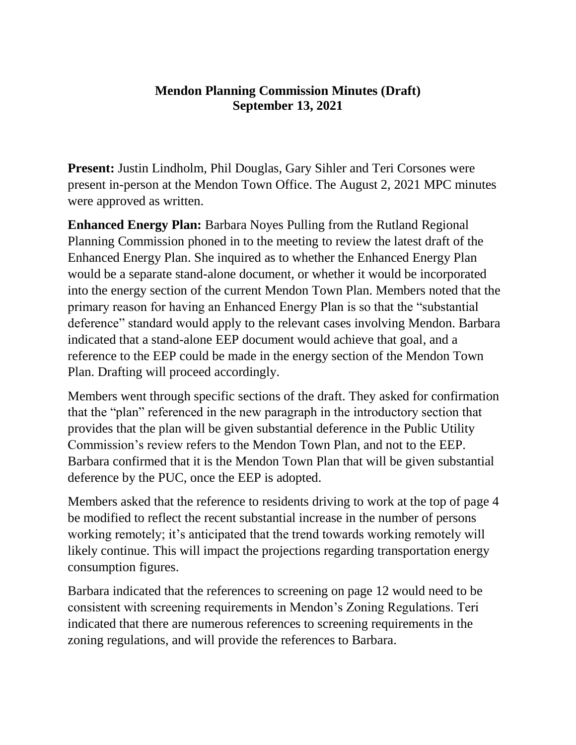# Mendon Planning Commission Minutes (Draft)
## September 13, 2021

**Present:** Justin Lindholm, Phil Douglas, Gary Sihler and Teri Corsones were present in-person at the Mendon Town Office. The August 2, 2021 MPC minutes were approved as written.

**Enhanced Energy Plan:** Barbara Noyes Pulling from the Rutland Regional Planning Commission phoned in to the meeting to review the latest draft of the Enhanced Energy Plan. She inquired as to whether the Enhanced Energy Plan would be a separate stand-alone document, or whether it would be incorporated into the energy section of the current Mendon Town Plan. Members noted that the primary reason for having an Enhanced Energy Plan is so that the "substantial deference" standard would apply to the relevant cases involving Mendon. Barbara indicated that a stand-alone EEP document would achieve that goal, and a reference to the EEP could be made in the energy section of the Mendon Town Plan. Drafting will proceed accordingly.

Members went through specific sections of the draft. They asked for confirmation that the "plan" referenced in the new paragraph in the introductory section that provides that the plan will be given substantial deference in the Public Utility Commission's review refers to the Mendon Town Plan, and not to the EEP. Barbara confirmed that it is the Mendon Town Plan that will be given substantial deference by the PUC, once the EEP is adopted.

Members asked that the reference to residents driving to work at the top of page 4 be modified to reflect the recent substantial increase in the number of persons working remotely; it's anticipated that the trend towards working remotely will likely continue. This will impact the projections regarding transportation energy consumption figures.

Barbara indicated that the references to screening on page 12 would need to be consistent with screening requirements in Mendon's Zoning Regulations. Teri indicated that there are numerous references to screening requirements in the zoning regulations, and will provide the references to Barbara.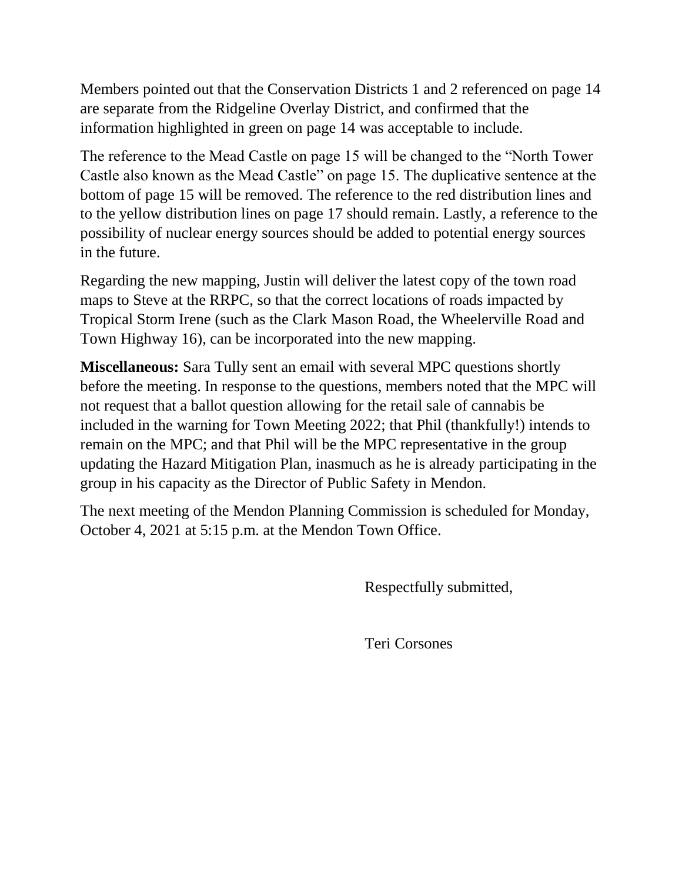Members pointed out that the Conservation Districts 1 and 2 referenced on page 14 are separate from the Ridgeline Overlay District, and confirmed that the information highlighted in green on page 14 was acceptable to include.

The reference to the Mead Castle on page 15 will be changed to the "North Tower Castle also known as the Mead Castle" on page 15. The duplicative sentence at the bottom of page 15 will be removed. The reference to the red distribution lines and to the yellow distribution lines on page 17 should remain. Lastly, a reference to the possibility of nuclear energy sources should be added to potential energy sources in the future.

Regarding the new mapping, Justin will deliver the latest copy of the town road maps to Steve at the RRPC, so that the correct locations of roads impacted by Tropical Storm Irene (such as the Clark Mason Road, the Wheelerville Road and Town Highway 16), can be incorporated into the new mapping.

**Miscellaneous:** Sara Tully sent an email with several MPC questions shortly before the meeting. In response to the questions, members noted that the MPC will not request that a ballot question allowing for the retail sale of cannabis be included in the warning for Town Meeting 2022; that Phil (thankfully!) intends to remain on the MPC; and that Phil will be the MPC representative in the group updating the Hazard Mitigation Plan, inasmuch as he is already participating in the group in his capacity as the Director of Public Safety in Mendon.

The next meeting of the Mendon Planning Commission is scheduled for Monday, October 4, 2021 at 5:15 p.m. at the Mendon Town Office.

Respectfully submitted,

Teri Corsones